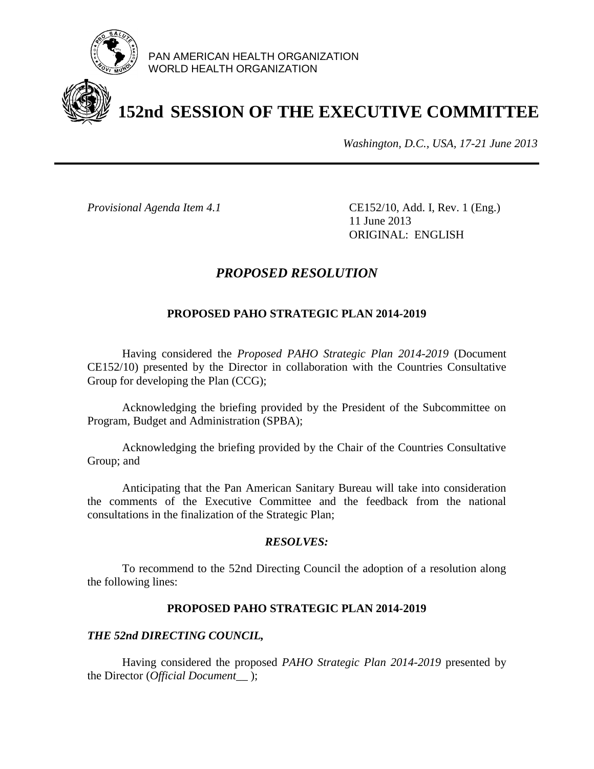PAN AMERICAN HEALTH ORGANIZATION
WORLD HEALTH ORGANIZATION

# 152nd SESSION OF THE EXECUTIVE COMMITTEE

*Washington, D.C., USA, 17-21 June 2013*

---

*Provisional Agenda Item 4.1*

CE152/10, Add. I, Rev. 1 (Eng.)
11 June 2013
ORIGINAL: ENGLISH

## *PROPOSED RESOLUTION*

### PROPOSED PAHO STRATEGIC PLAN 2014-2019

Having considered the *Proposed PAHO Strategic Plan 2014-2019* (Document CE152/10) presented by the Director in collaboration with the Countries Consultative Group for developing the Plan (CCG);

Acknowledging the briefing provided by the President of the Subcommittee on Program, Budget and Administration (SPBA);

Acknowledging the briefing provided by the Chair of the Countries Consultative Group; and

Anticipating that the Pan American Sanitary Bureau will take into consideration the comments of the Executive Committee and the feedback from the national consultations in the finalization of the Strategic Plan;

***RESOLVES:***

To recommend to the 52nd Directing Council the adoption of a resolution along the following lines:

### PROPOSED PAHO STRATEGIC PLAN 2014-2019

***THE 52nd DIRECTING COUNCIL,***

Having considered the proposed *PAHO Strategic Plan 2014-2019* presented by the Director (*Official Document__* );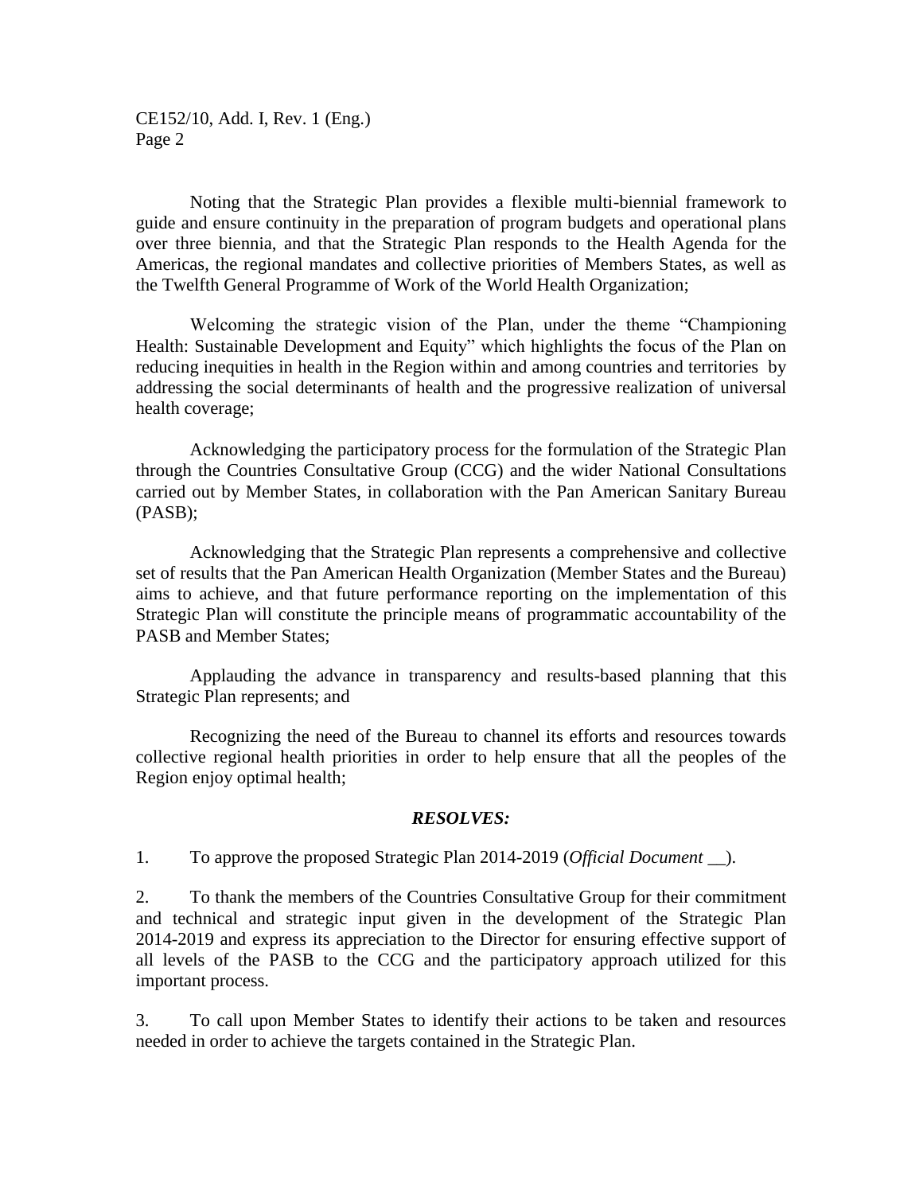Noting that the Strategic Plan provides a flexible multi-biennial framework to guide and ensure continuity in the preparation of program budgets and operational plans over three biennia, and that the Strategic Plan responds to the Health Agenda for the Americas, the regional mandates and collective priorities of Members States, as well as the Twelfth General Programme of Work of the World Health Organization;

Welcoming the strategic vision of the Plan, under the theme "Championing Health: Sustainable Development and Equity" which highlights the focus of the Plan on reducing inequities in health in the Region within and among countries and territories by addressing the social determinants of health and the progressive realization of universal health coverage;

Acknowledging the participatory process for the formulation of the Strategic Plan through the Countries Consultative Group (CCG) and the wider National Consultations carried out by Member States, in collaboration with the Pan American Sanitary Bureau (PASB);

Acknowledging that the Strategic Plan represents a comprehensive and collective set of results that the Pan American Health Organization (Member States and the Bureau) aims to achieve, and that future performance reporting on the implementation of this Strategic Plan will constitute the principle means of programmatic accountability of the PASB and Member States;

Applauding the advance in transparency and results-based planning that this Strategic Plan represents; and

Recognizing the need of the Bureau to channel its efforts and resources towards collective regional health priorities in order to help ensure that all the peoples of the Region enjoy optimal health;

***RESOLVES:***

1. To approve the proposed Strategic Plan 2014-2019 (*Official Document* __).

2. To thank the members of the Countries Consultative Group for their commitment and technical and strategic input given in the development of the Strategic Plan 2014-2019 and express its appreciation to the Director for ensuring effective support of all levels of the PASB to the CCG and the participatory approach utilized for this important process.

3. To call upon Member States to identify their actions to be taken and resources needed in order to achieve the targets contained in the Strategic Plan.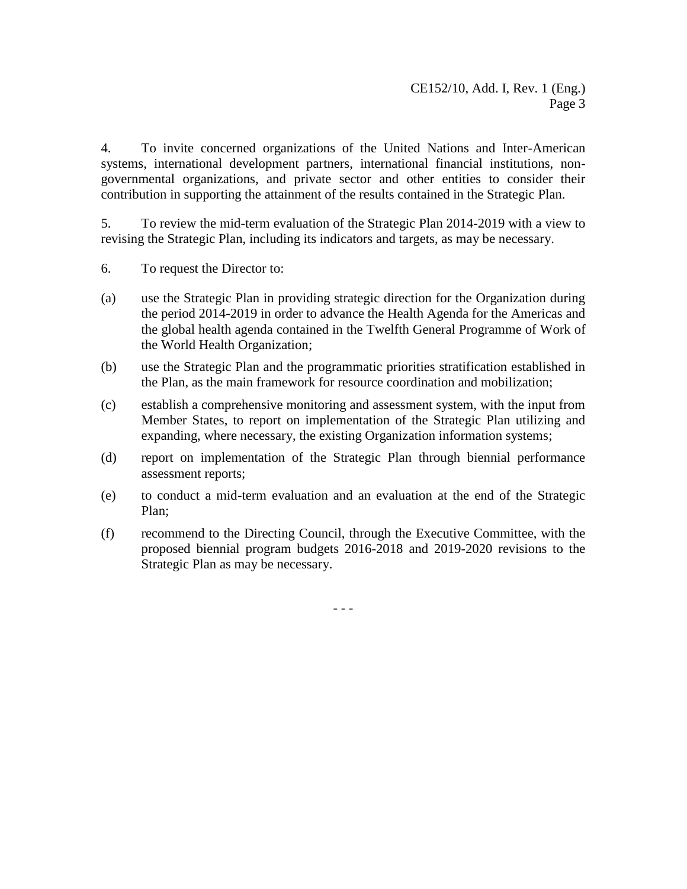4. To invite concerned organizations of the United Nations and Inter-American systems, international development partners, international financial institutions, non-governmental organizations, and private sector and other entities to consider their contribution in supporting the attainment of the results contained in the Strategic Plan.

5. To review the mid-term evaluation of the Strategic Plan 2014-2019 with a view to revising the Strategic Plan, including its indicators and targets, as may be necessary.

6. To request the Director to:

(a) use the Strategic Plan in providing strategic direction for the Organization during the period 2014-2019 in order to advance the Health Agenda for the Americas and the global health agenda contained in the Twelfth General Programme of Work of the World Health Organization;

(b) use the Strategic Plan and the programmatic priorities stratification established in the Plan, as the main framework for resource coordination and mobilization;

(c) establish a comprehensive monitoring and assessment system, with the input from Member States, to report on implementation of the Strategic Plan utilizing and expanding, where necessary, the existing Organization information systems;

(d) report on implementation of the Strategic Plan through biennial performance assessment reports;

(e) to conduct a mid-term evaluation and an evaluation at the end of the Strategic Plan;

(f) recommend to the Directing Council, through the Executive Committee, with the proposed biennial program budgets 2016-2018 and 2019-2020 revisions to the Strategic Plan as may be necessary.

\- - -